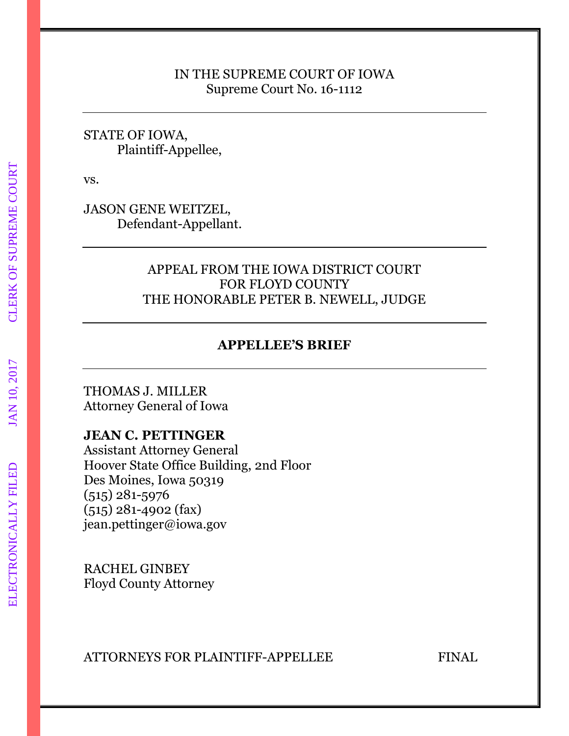IN THE SUPREME COURT OF IOWA
Supreme Court No. 16-1112

---

STATE OF IOWA,
Plaintiff-Appellee,

vs.

JASON GENE WEITZEL,
Defendant-Appellant.

---

APPEAL FROM THE IOWA DISTRICT COURT
FOR FLOYD COUNTY
THE HONORABLE PETER B. NEWELL, JUDGE

---

**APPELLEE'S BRIEF**

---

THOMAS J. MILLER
Attorney General of Iowa

**JEAN C. PETTINGER**
Assistant Attorney General
Hoover State Office Building, 2nd Floor
Des Moines, Iowa 50319
(515) 281-5976
(515) 281-4902 (fax)
jean.pettinger@iowa.gov

RACHEL GINBEY
Floyd County Attorney

ATTORNEYS FOR PLAINTIFF-APPELLEE FINAL

ELECTRONICALLY FILED JAN 10, 2017 CLERK OF SUPREME COURT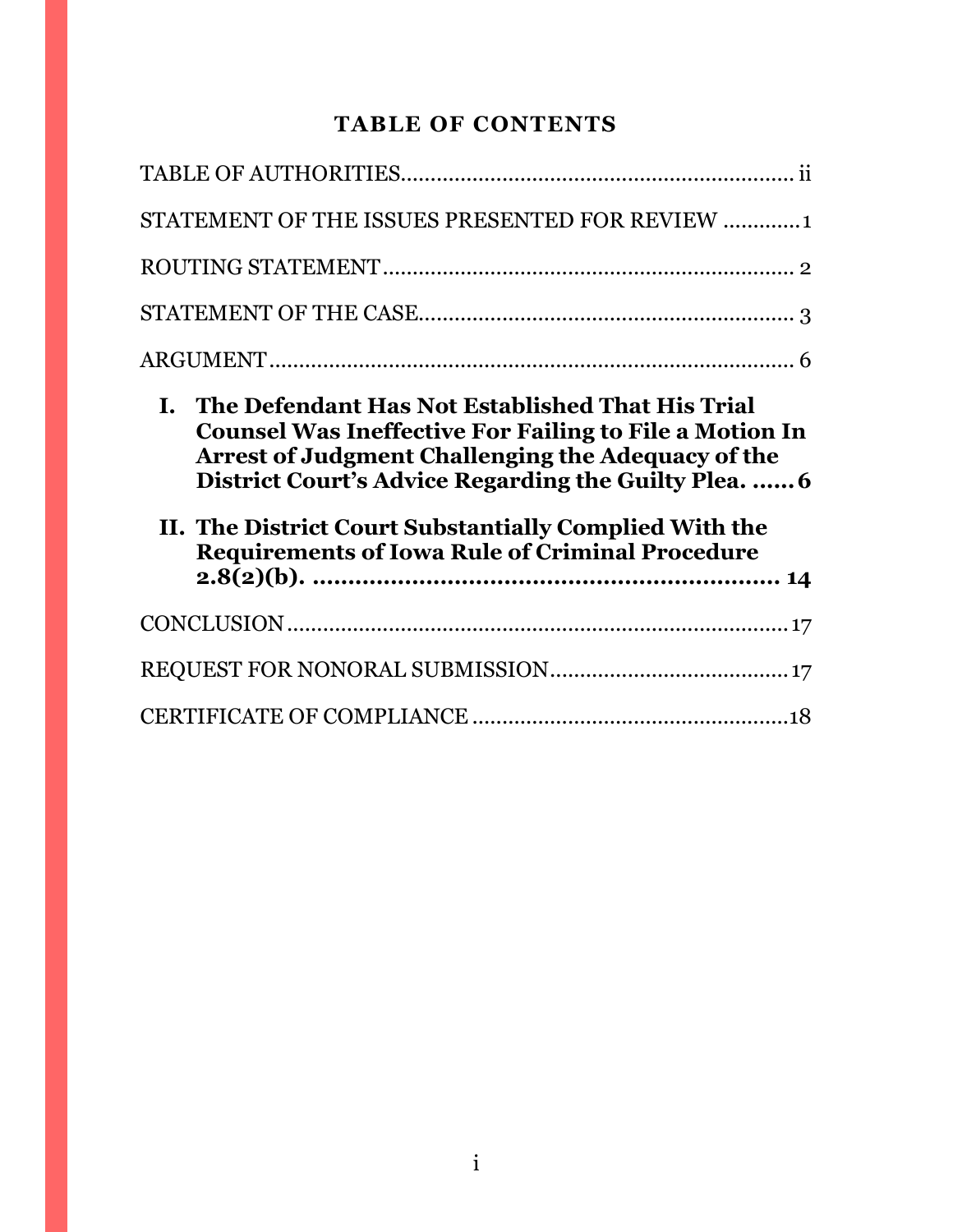## TABLE OF CONTENTS

TABLE OF AUTHORITIES .................................................................. ii

STATEMENT OF THE ISSUES PRESENTED FOR REVIEW ............ 1

ROUTING STATEMENT ..................................................................... 2

STATEMENT OF THE CASE ............................................................. 3

ARGUMENT ........................................................................................ 6

**I. The Defendant Has Not Established That His Trial Counsel Was Ineffective For Failing to File a Motion In Arrest of Judgment Challenging the Adequacy of the District Court's Advice Regarding the Guilty Plea. ...... 6**

**II. The District Court Substantially Complied With the Requirements of Iowa Rule of Criminal Procedure 2.8(2)(b). ................................................................ 14**

CONCLUSION ................................................................................... 17

REQUEST FOR NONORAL SUBMISSION ....................................... 17

CERTIFICATE OF COMPLIANCE .................................................... 18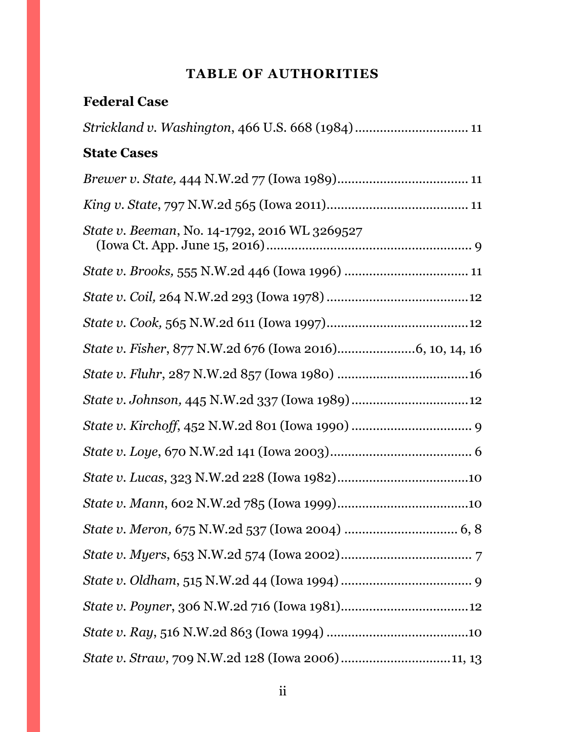# TABLE OF AUTHORITIES

## Federal Case

*Strickland v. Washington*, 466 U.S. 668 (1984) ............................... 11

## State Cases

*Brewer v. State,* 444 N.W.2d 77 (Iowa 1989) .................................... 11

*King v. State*, 797 N.W.2d 565 (Iowa 2011) ....................................... 11

*State v. Beeman*, No. 14-1792, 2016 WL 3269527 (Iowa Ct. App. June 15, 2016) ........................................................ 9

*State v. Brooks,* 555 N.W.2d 446 (Iowa 1996) .................................. 11

*State v. Coil,* 264 N.W.2d 293 (Iowa 1978) ........................................ 12

*State v. Cook,* 565 N.W.2d 611 (Iowa 1997) ....................................... 12

*State v. Fisher*, 877 N.W.2d 676 (Iowa 2016) ...................... 6, 10, 14, 16

*State v. Fluhr*, 287 N.W.2d 857 (Iowa 1980) ..................................... 16

*State v. Johnson,* 445 N.W.2d 337 (Iowa 1989) ................................. 12

*State v. Kirchoff*, 452 N.W.2d 801 (Iowa 1990) ................................. 9

*State v. Loye*, 670 N.W.2d 141 (Iowa 2003) ....................................... 6

*State v. Lucas*, 323 N.W.2d 228 (Iowa 1982) ..................................... 10

*State v. Mann*, 602 N.W.2d 785 (Iowa 1999) ..................................... 10

*State v. Meron,* 675 N.W.2d 537 (Iowa 2004) ................................ 6, 8

*State v. Myers*, 653 N.W.2d 574 (Iowa 2002) ..................................... 7

*State v. Oldham*, 515 N.W.2d 44 (Iowa 1994) .................................... 9

*State v. Poyner*, 306 N.W.2d 716 (Iowa 1981) .................................... 12

*State v. Ray*, 516 N.W.2d 863 (Iowa 1994) ........................................ 10

*State v. Straw*, 709 N.W.2d 128 (Iowa 2006) .............................. 11, 13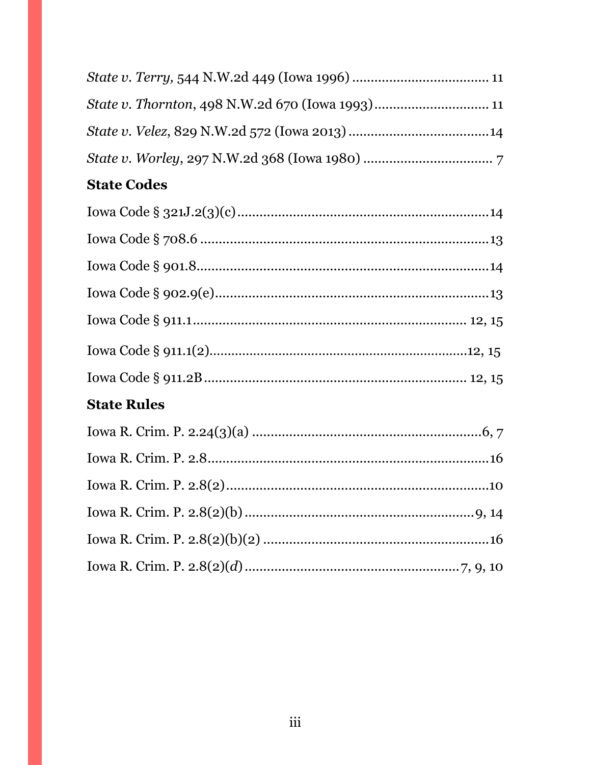*State v. Terry,* 544 N.W.2d 449 (Iowa 1996) .................................... 11

*State v. Thornton*, 498 N.W.2d 670 (Iowa 1993).............................. 11

*State v. Velez*, 829 N.W.2d 572 (Iowa 2013) .....................................14

*State v. Worley*, 297 N.W.2d 368 (Iowa 1980) .................................. 7

**State Codes**

Iowa Code § 321J.2(3)(c).....................................................................14

Iowa Code § 708.6 ..............................................................................13

Iowa Code § 901.8...............................................................................14

Iowa Code § 902.9(e)..........................................................................13

Iowa Code § 911.1......................................................................... 12, 15

Iowa Code § 911.1(2).......................................................................12, 15

Iowa Code § 911.2B...................................................................... 12, 15

**State Rules**

Iowa R. Crim. P. 2.24(3)(a) ...............................................................6, 7

Iowa R. Crim. P. 2.8.............................................................................16

Iowa R. Crim. P. 2.8(2)........................................................................10

Iowa R. Crim. P. 2.8(2)(b) ...............................................................9, 14

Iowa R. Crim. P. 2.8(2)(b)(2) ..............................................................16

Iowa R. Crim. P. 2.8(2)(*d*) ..........................................................7, 9, 10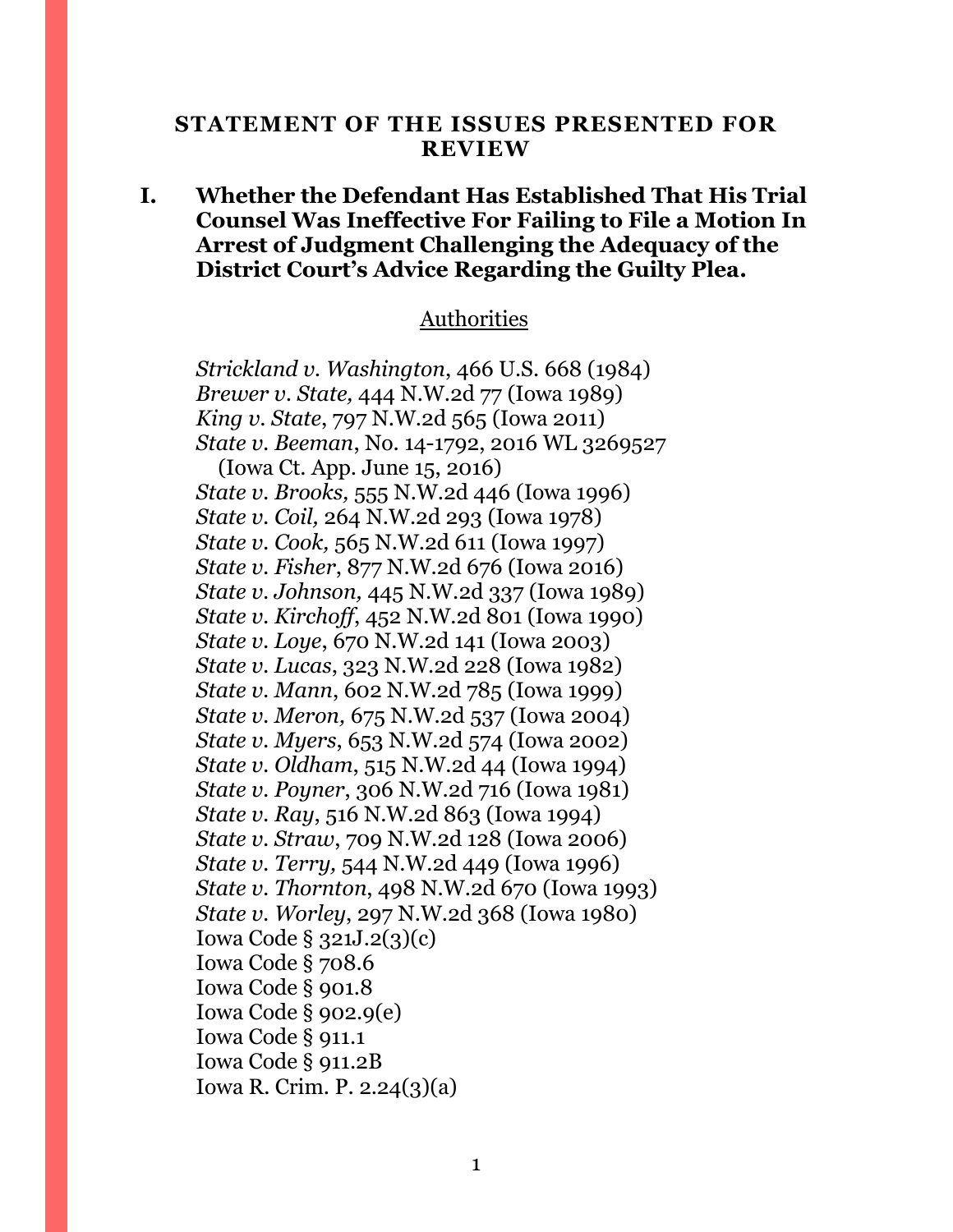## STATEMENT OF THE ISSUES PRESENTED FOR REVIEW

### I. Whether the Defendant Has Established That His Trial Counsel Was Ineffective For Failing to File a Motion In Arrest of Judgment Challenging the Adequacy of the District Court's Advice Regarding the Guilty Plea.

Authorities

*Strickland v. Washington*, 466 U.S. 668 (1984)
*Brewer v. State,* 444 N.W.2d 77 (Iowa 1989)
*King v. State*, 797 N.W.2d 565 (Iowa 2011)
*State v. Beeman*, No. 14-1792, 2016 WL 3269527
(Iowa Ct. App. June 15, 2016)
*State v. Brooks,* 555 N.W.2d 446 (Iowa 1996)
*State v. Coil,* 264 N.W.2d 293 (Iowa 1978)
*State v. Cook,* 565 N.W.2d 611 (Iowa 1997)
*State v. Fisher*, 877 N.W.2d 676 (Iowa 2016)
*State v. Johnson,* 445 N.W.2d 337 (Iowa 1989)
*State v. Kirchoff*, 452 N.W.2d 801 (Iowa 1990)
*State v. Loye*, 670 N.W.2d 141 (Iowa 2003)
*State v. Lucas*, 323 N.W.2d 228 (Iowa 1982)
*State v. Mann*, 602 N.W.2d 785 (Iowa 1999)
*State v. Meron,* 675 N.W.2d 537 (Iowa 2004)
*State v. Myers*, 653 N.W.2d 574 (Iowa 2002)
*State v. Oldham*, 515 N.W.2d 44 (Iowa 1994)
*State v. Poyner*, 306 N.W.2d 716 (Iowa 1981)
*State v. Ray*, 516 N.W.2d 863 (Iowa 1994)
*State v. Straw*, 709 N.W.2d 128 (Iowa 2006)
*State v. Terry,* 544 N.W.2d 449 (Iowa 1996)
*State v. Thornton*, 498 N.W.2d 670 (Iowa 1993)
*State v. Worley*, 297 N.W.2d 368 (Iowa 1980)
Iowa Code § 321J.2(3)(c)
Iowa Code § 708.6
Iowa Code § 901.8
Iowa Code § 902.9(e)
Iowa Code § 911.1
Iowa Code § 911.2B
Iowa R. Crim. P. 2.24(3)(a)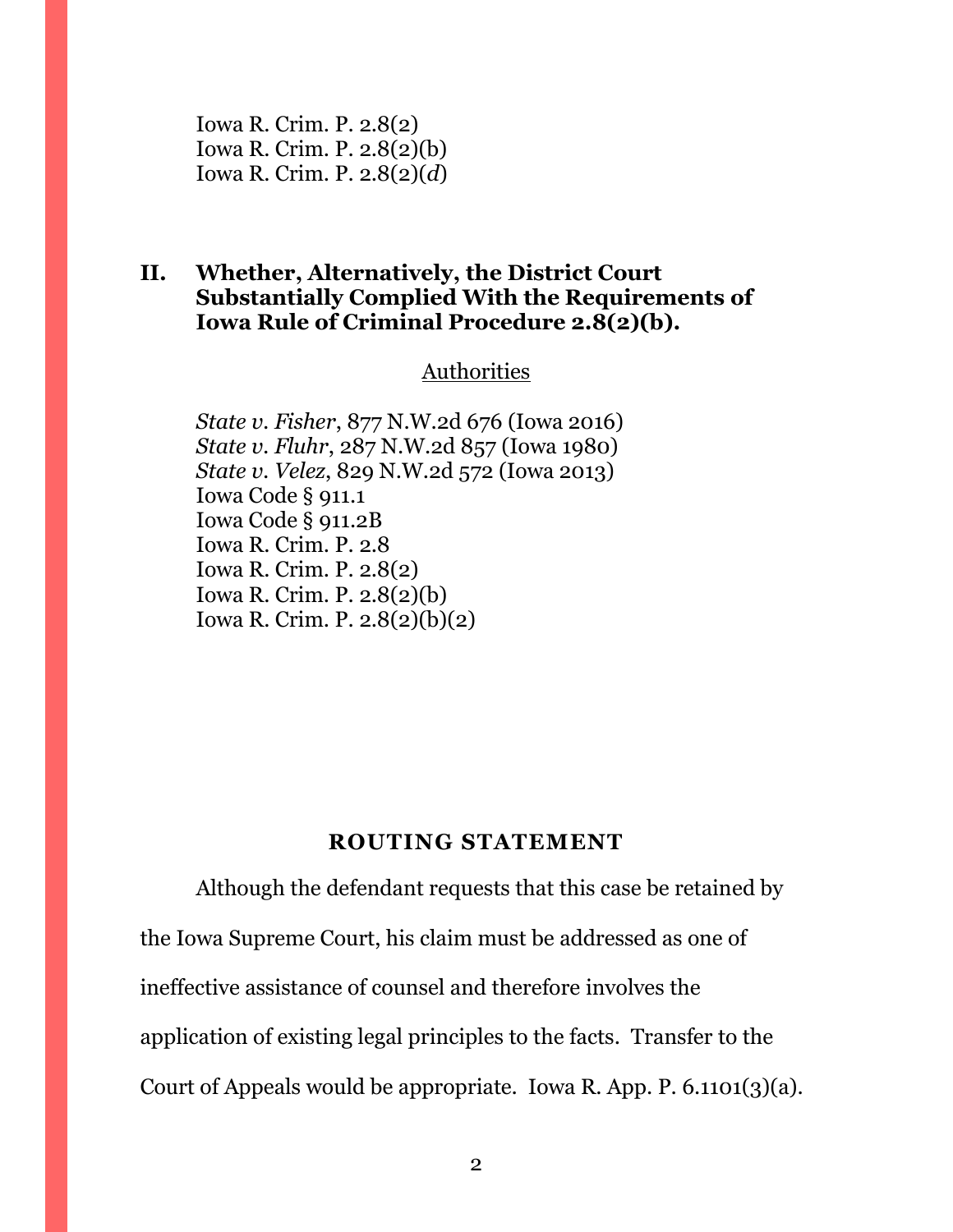Iowa R. Crim. P. 2.8(2)
Iowa R. Crim. P. 2.8(2)(b)
Iowa R. Crim. P. 2.8(2)(*d*)

## II. Whether, Alternatively, the District Court Substantially Complied With the Requirements of Iowa Rule of Criminal Procedure 2.8(2)(b).

<u>Authorities</u>

*State v. Fisher*, 877 N.W.2d 676 (Iowa 2016)
*State v. Fluhr*, 287 N.W.2d 857 (Iowa 1980)
*State v. Velez*, 829 N.W.2d 572 (Iowa 2013)
Iowa Code § 911.1
Iowa Code § 911.2B
Iowa R. Crim. P. 2.8
Iowa R. Crim. P. 2.8(2)
Iowa R. Crim. P. 2.8(2)(b)
Iowa R. Crim. P. 2.8(2)(b)(2)

## ROUTING STATEMENT

Although the defendant requests that this case be retained by the Iowa Supreme Court, his claim must be addressed as one of ineffective assistance of counsel and therefore involves the application of existing legal principles to the facts. Transfer to the Court of Appeals would be appropriate. Iowa R. App. P. 6.1101(3)(a).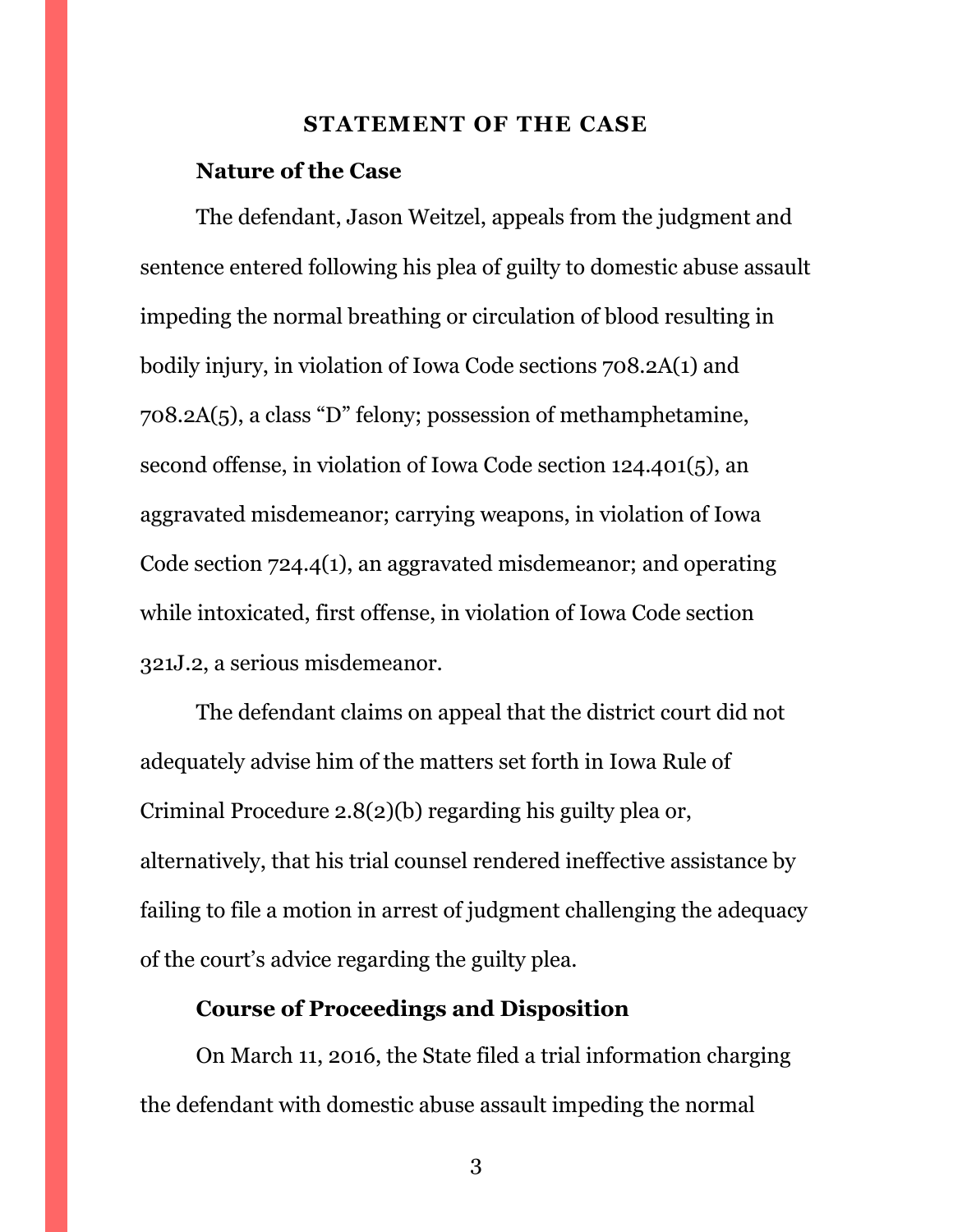## STATEMENT OF THE CASE

### Nature of the Case

The defendant, Jason Weitzel, appeals from the judgment and sentence entered following his plea of guilty to domestic abuse assault impeding the normal breathing or circulation of blood resulting in bodily injury, in violation of Iowa Code sections 708.2A(1) and 708.2A(5), a class "D" felony; possession of methamphetamine, second offense, in violation of Iowa Code section 124.401(5), an aggravated misdemeanor; carrying weapons, in violation of Iowa Code section 724.4(1), an aggravated misdemeanor; and operating while intoxicated, first offense, in violation of Iowa Code section 321J.2, a serious misdemeanor.

The defendant claims on appeal that the district court did not adequately advise him of the matters set forth in Iowa Rule of Criminal Procedure 2.8(2)(b) regarding his guilty plea or, alternatively, that his trial counsel rendered ineffective assistance by failing to file a motion in arrest of judgment challenging the adequacy of the court's advice regarding the guilty plea.

### Course of Proceedings and Disposition

On March 11, 2016, the State filed a trial information charging the defendant with domestic abuse assault impeding the normal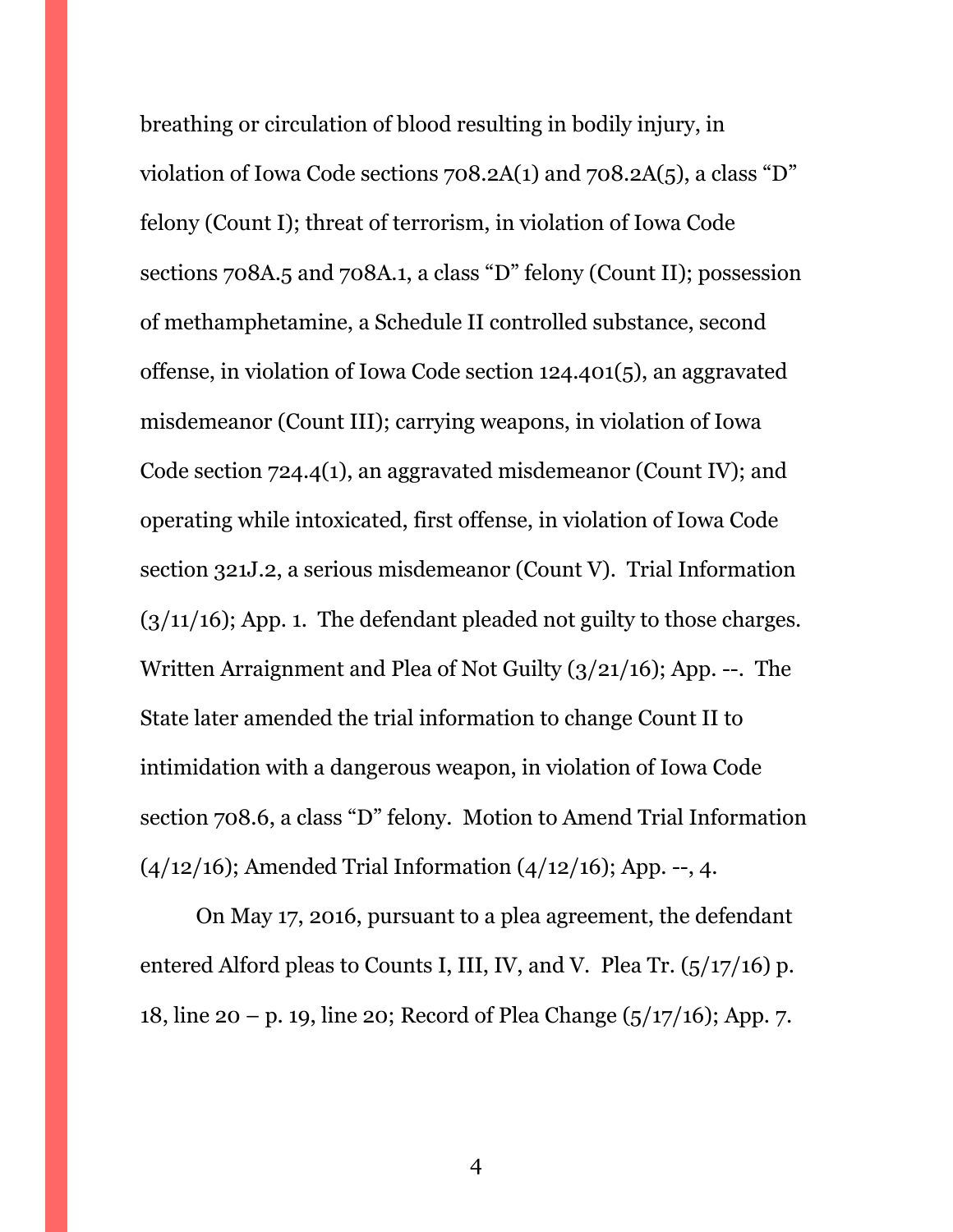breathing or circulation of blood resulting in bodily injury, in violation of Iowa Code sections 708.2A(1) and 708.2A(5), a class "D" felony (Count I); threat of terrorism, in violation of Iowa Code sections 708A.5 and 708A.1, a class "D" felony (Count II); possession of methamphetamine, a Schedule II controlled substance, second offense, in violation of Iowa Code section 124.401(5), an aggravated misdemeanor (Count III); carrying weapons, in violation of Iowa Code section 724.4(1), an aggravated misdemeanor (Count IV); and operating while intoxicated, first offense, in violation of Iowa Code section 321J.2, a serious misdemeanor (Count V). Trial Information (3/11/16); App. 1. The defendant pleaded not guilty to those charges. Written Arraignment and Plea of Not Guilty (3/21/16); App. --. The State later amended the trial information to change Count II to intimidation with a dangerous weapon, in violation of Iowa Code section 708.6, a class "D" felony. Motion to Amend Trial Information (4/12/16); Amended Trial Information (4/12/16); App. --, 4.

On May 17, 2016, pursuant to a plea agreement, the defendant entered Alford pleas to Counts I, III, IV, and V. Plea Tr. (5/17/16) p. 18, line 20 – p. 19, line 20; Record of Plea Change (5/17/16); App. 7.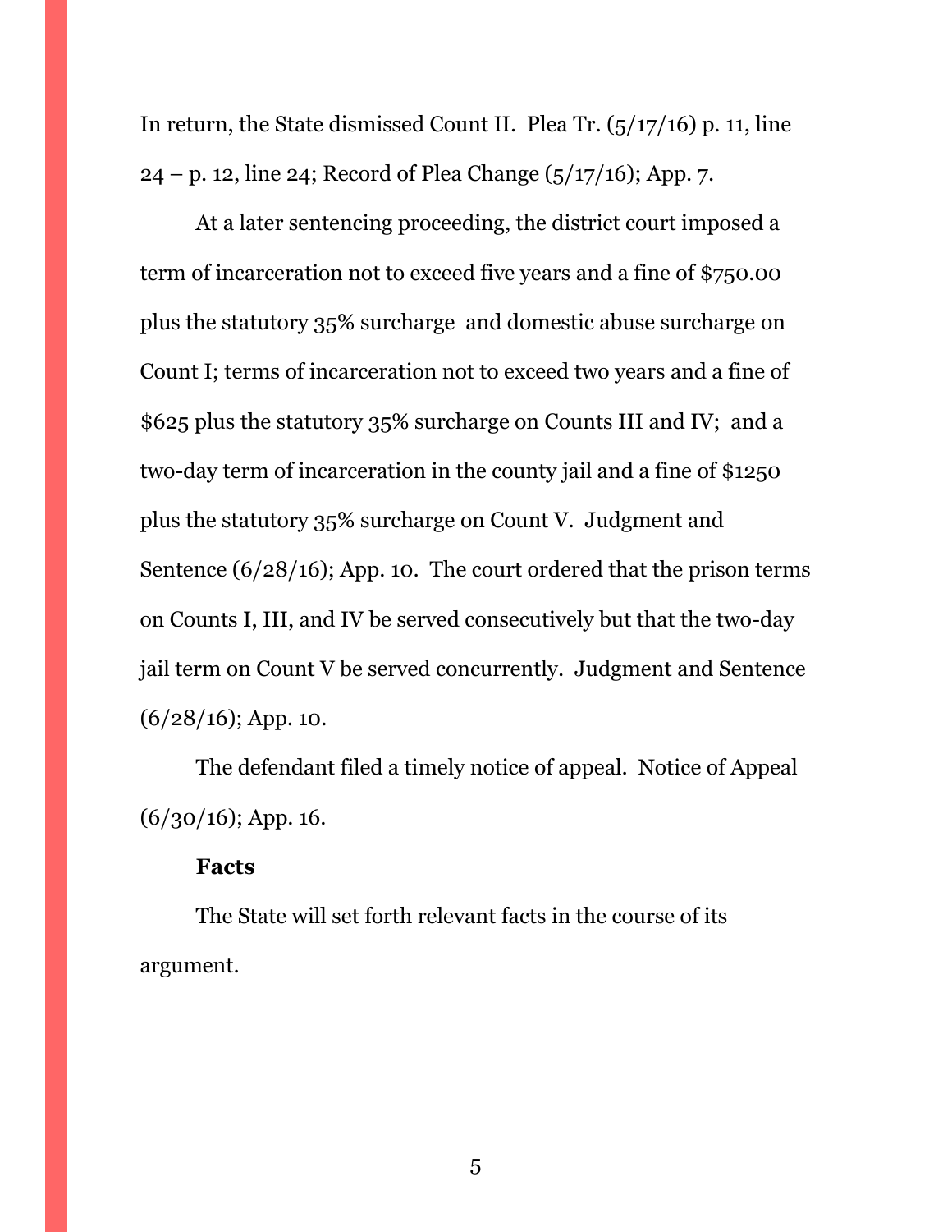In return, the State dismissed Count II. Plea Tr. (5/17/16) p. 11, line 24 – p. 12, line 24; Record of Plea Change (5/17/16); App. 7.

At a later sentencing proceeding, the district court imposed a term of incarceration not to exceed five years and a fine of $750.00 plus the statutory 35% surcharge and domestic abuse surcharge on Count I; terms of incarceration not to exceed two years and a fine of $625 plus the statutory 35% surcharge on Counts III and IV; and a two-day term of incarceration in the county jail and a fine of $1250 plus the statutory 35% surcharge on Count V. Judgment and Sentence (6/28/16); App. 10. The court ordered that the prison terms on Counts I, III, and IV be served consecutively but that the two-day jail term on Count V be served concurrently. Judgment and Sentence (6/28/16); App. 10.

The defendant filed a timely notice of appeal. Notice of Appeal (6/30/16); App. 16.

**Facts**

The State will set forth relevant facts in the course of its argument.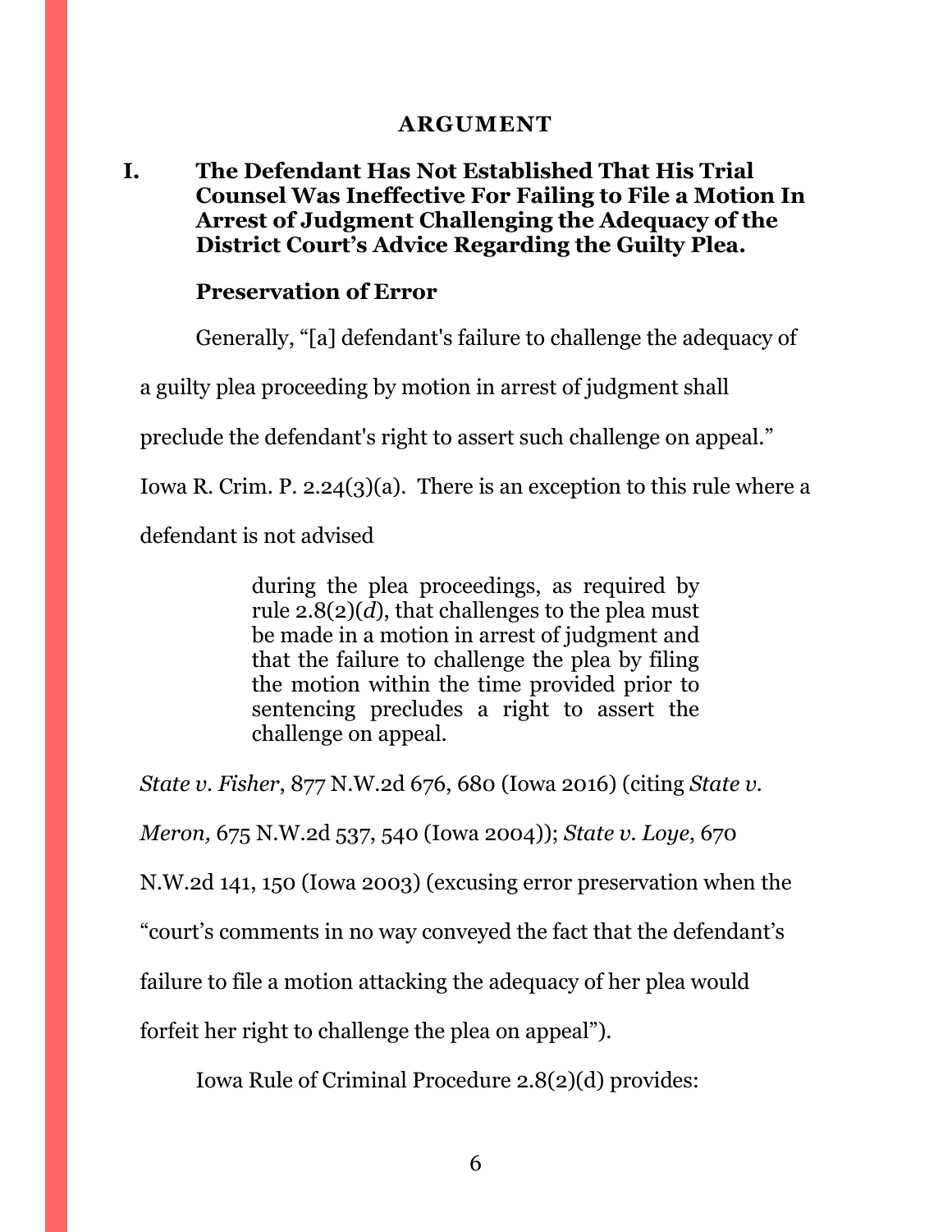## ARGUMENT

### I. The Defendant Has Not Established That His Trial Counsel Was Ineffective For Failing to File a Motion In Arrest of Judgment Challenging the Adequacy of the District Court's Advice Regarding the Guilty Plea.

**Preservation of Error**

Generally, "[a] defendant's failure to challenge the adequacy of a guilty plea proceeding by motion in arrest of judgment shall preclude the defendant's right to assert such challenge on appeal." Iowa R. Crim. P. 2.24(3)(a). There is an exception to this rule where a defendant is not advised

> during the plea proceedings, as required by rule 2.8(2)(*d*), that challenges to the plea must be made in a motion in arrest of judgment and that the failure to challenge the plea by filing the motion within the time provided prior to sentencing precludes a right to assert the challenge on appeal.

*State v. Fisher*, 877 N.W.2d 676, 680 (Iowa 2016) (citing *State v. Meron,* 675 N.W.2d 537, 540 (Iowa 2004)); *State v. Loye*, 670 N.W.2d 141, 150 (Iowa 2003) (excusing error preservation when the "court's comments in no way conveyed the fact that the defendant's failure to file a motion attacking the adequacy of her plea would forfeit her right to challenge the plea on appeal").

Iowa Rule of Criminal Procedure 2.8(2)(d) provides: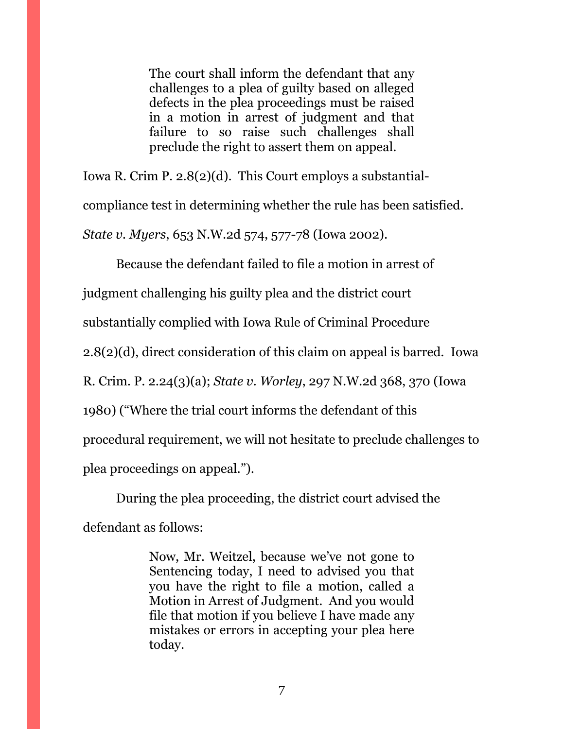> The court shall inform the defendant that any challenges to a plea of guilty based on alleged defects in the plea proceedings must be raised in a motion in arrest of judgment and that failure to so raise such challenges shall preclude the right to assert them on appeal.

Iowa R. Crim P. 2.8(2)(d). This Court employs a substantial-compliance test in determining whether the rule has been satisfied. *State v. Myers*, 653 N.W.2d 574, 577-78 (Iowa 2002).

Because the defendant failed to file a motion in arrest of judgment challenging his guilty plea and the district court substantially complied with Iowa Rule of Criminal Procedure 2.8(2)(d), direct consideration of this claim on appeal is barred. Iowa R. Crim. P. 2.24(3)(a); *State v. Worley*, 297 N.W.2d 368, 370 (Iowa 1980) ("Where the trial court informs the defendant of this procedural requirement, we will not hesitate to preclude challenges to plea proceedings on appeal.").

During the plea proceeding, the district court advised the defendant as follows:

> Now, Mr. Weitzel, because we've not gone to Sentencing today, I need to advised you that you have the right to file a motion, called a Motion in Arrest of Judgment. And you would file that motion if you believe I have made any mistakes or errors in accepting your plea here today.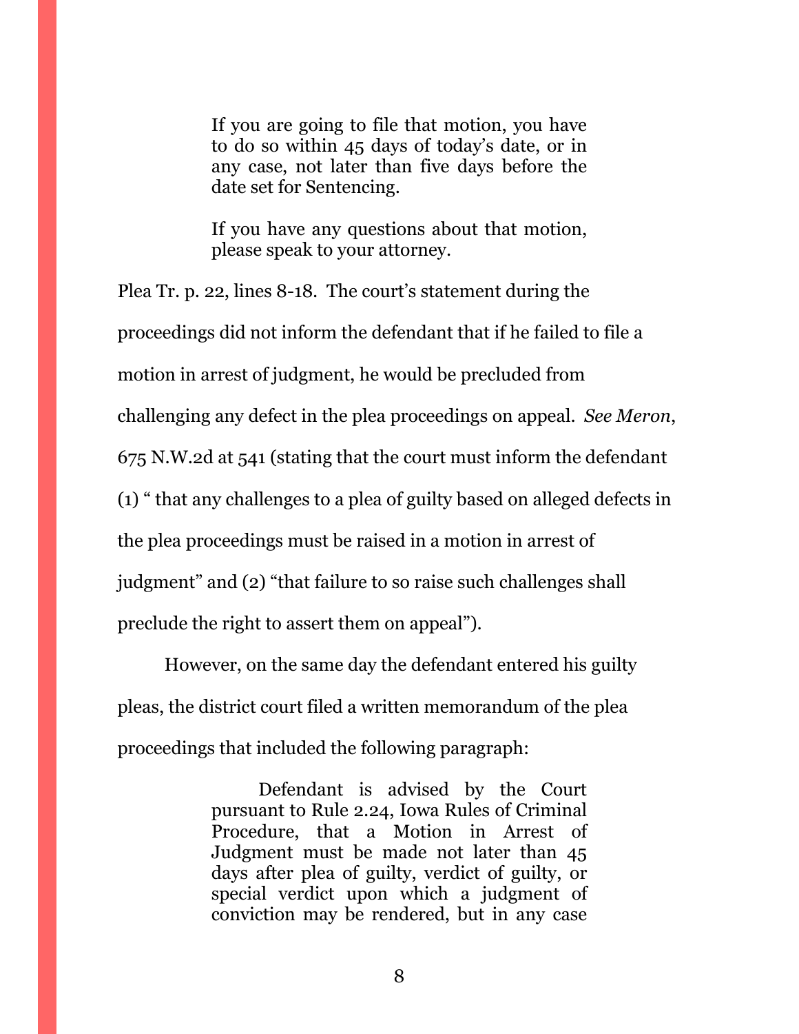> If you are going to file that motion, you have to do so within 45 days of today's date, or in any case, not later than five days before the date set for Sentencing.
>
> If you have any questions about that motion, please speak to your attorney.

Plea Tr. p. 22, lines 8-18. The court's statement during the proceedings did not inform the defendant that if he failed to file a motion in arrest of judgment, he would be precluded from challenging any defect in the plea proceedings on appeal. *See Meron*, 675 N.W.2d at 541 (stating that the court must inform the defendant (1) " that any challenges to a plea of guilty based on alleged defects in the plea proceedings must be raised in a motion in arrest of judgment" and (2) "that failure to so raise such challenges shall preclude the right to assert them on appeal").

However, on the same day the defendant entered his guilty pleas, the district court filed a written memorandum of the plea proceedings that included the following paragraph:

> Defendant is advised by the Court pursuant to Rule 2.24, Iowa Rules of Criminal Procedure, that a Motion in Arrest of Judgment must be made not later than 45 days after plea of guilty, verdict of guilty, or special verdict upon which a judgment of conviction may be rendered, but in any case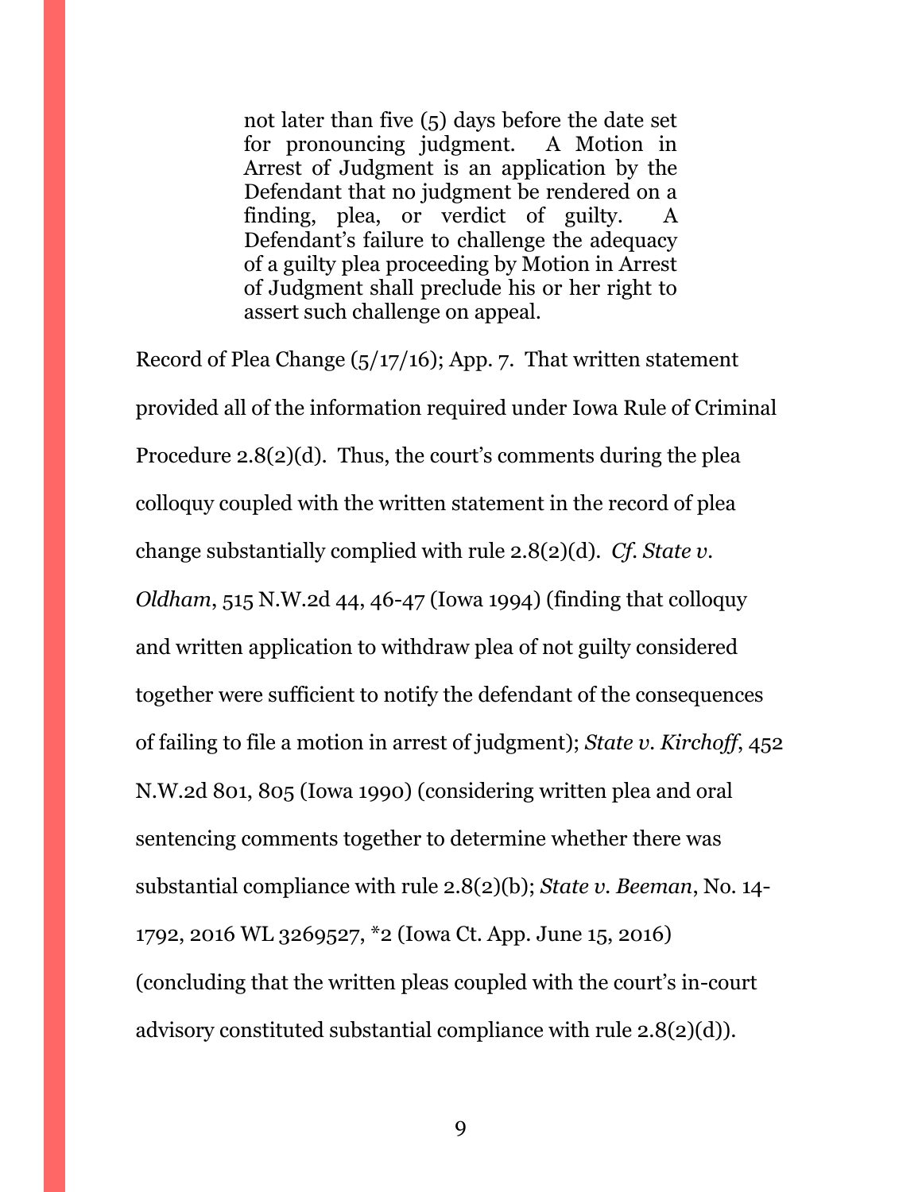> not later than five (5) days before the date set for pronouncing judgment. A Motion in Arrest of Judgment is an application by the Defendant that no judgment be rendered on a finding, plea, or verdict of guilty. A Defendant's failure to challenge the adequacy of a guilty plea proceeding by Motion in Arrest of Judgment shall preclude his or her right to assert such challenge on appeal.

Record of Plea Change (5/17/16); App. 7. That written statement provided all of the information required under Iowa Rule of Criminal Procedure 2.8(2)(d). Thus, the court's comments during the plea colloquy coupled with the written statement in the record of plea change substantially complied with rule 2.8(2)(d). *Cf. State v. Oldham*, 515 N.W.2d 44, 46-47 (Iowa 1994) (finding that colloquy and written application to withdraw plea of not guilty considered together were sufficient to notify the defendant of the consequences of failing to file a motion in arrest of judgment); *State v. Kirchoff*, 452 N.W.2d 801, 805 (Iowa 1990) (considering written plea and oral sentencing comments together to determine whether there was substantial compliance with rule 2.8(2)(b); *State v. Beeman*, No. 14-1792, 2016 WL 3269527, *2 (Iowa Ct. App. June 15, 2016) (concluding that the written pleas coupled with the court's in-court advisory constituted substantial compliance with rule 2.8(2)(d)).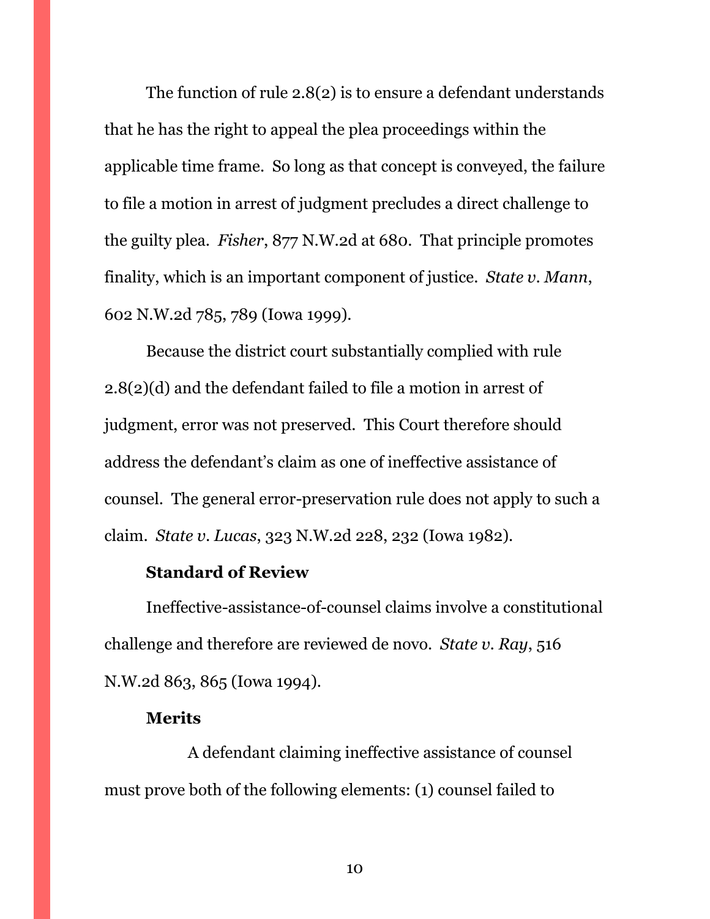The function of rule 2.8(2) is to ensure a defendant understands that he has the right to appeal the plea proceedings within the applicable time frame. So long as that concept is conveyed, the failure to file a motion in arrest of judgment precludes a direct challenge to the guilty plea. *Fisher*, 877 N.W.2d at 680. That principle promotes finality, which is an important component of justice. *State v. Mann*, 602 N.W.2d 785, 789 (Iowa 1999).

Because the district court substantially complied with rule 2.8(2)(d) and the defendant failed to file a motion in arrest of judgment, error was not preserved. This Court therefore should address the defendant's claim as one of ineffective assistance of counsel. The general error-preservation rule does not apply to such a claim. *State v. Lucas*, 323 N.W.2d 228, 232 (Iowa 1982).

**Standard of Review**

Ineffective-assistance-of-counsel claims involve a constitutional challenge and therefore are reviewed de novo. *State v. Ray*, 516 N.W.2d 863, 865 (Iowa 1994).

**Merits**

A defendant claiming ineffective assistance of counsel must prove both of the following elements: (1) counsel failed to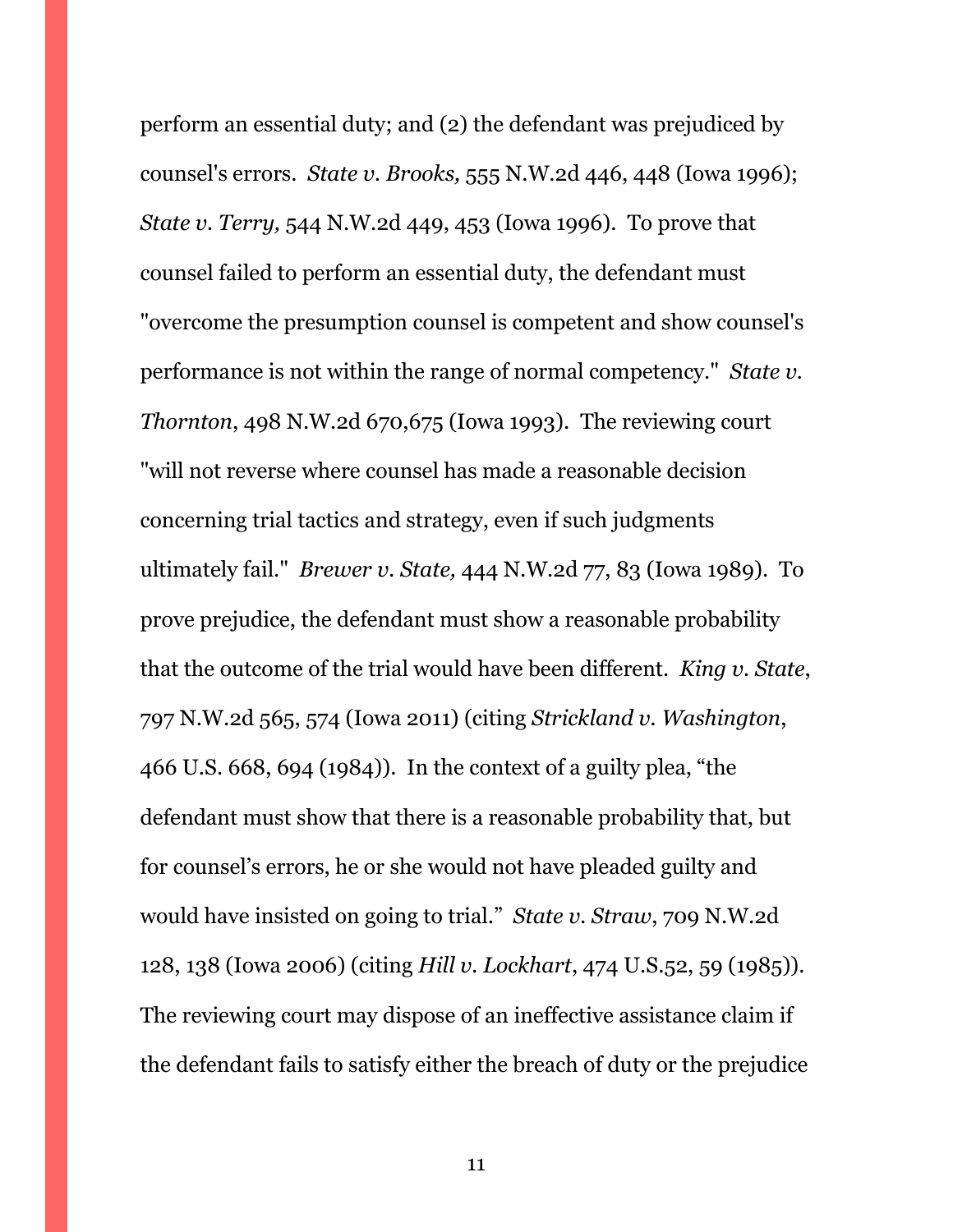perform an essential duty; and (2) the defendant was prejudiced by counsel's errors. *State v. Brooks,* 555 N.W.2d 446, 448 (Iowa 1996); *State v. Terry,* 544 N.W.2d 449, 453 (Iowa 1996). To prove that counsel failed to perform an essential duty, the defendant must "overcome the presumption counsel is competent and show counsel's performance is not within the range of normal competency." *State v. Thornton*, 498 N.W.2d 670,675 (Iowa 1993). The reviewing court "will not reverse where counsel has made a reasonable decision concerning trial tactics and strategy, even if such judgments ultimately fail." *Brewer v. State,* 444 N.W.2d 77, 83 (Iowa 1989). To prove prejudice, the defendant must show a reasonable probability that the outcome of the trial would have been different. *King v. State*, 797 N.W.2d 565, 574 (Iowa 2011) (citing *Strickland v. Washington*, 466 U.S. 668, 694 (1984)). In the context of a guilty plea, "the defendant must show that there is a reasonable probability that, but for counsel's errors, he or she would not have pleaded guilty and would have insisted on going to trial." *State v. Straw*, 709 N.W.2d 128, 138 (Iowa 2006) (citing *Hill v. Lockhart*, 474 U.S.52, 59 (1985)). The reviewing court may dispose of an ineffective assistance claim if the defendant fails to satisfy either the breach of duty or the prejudice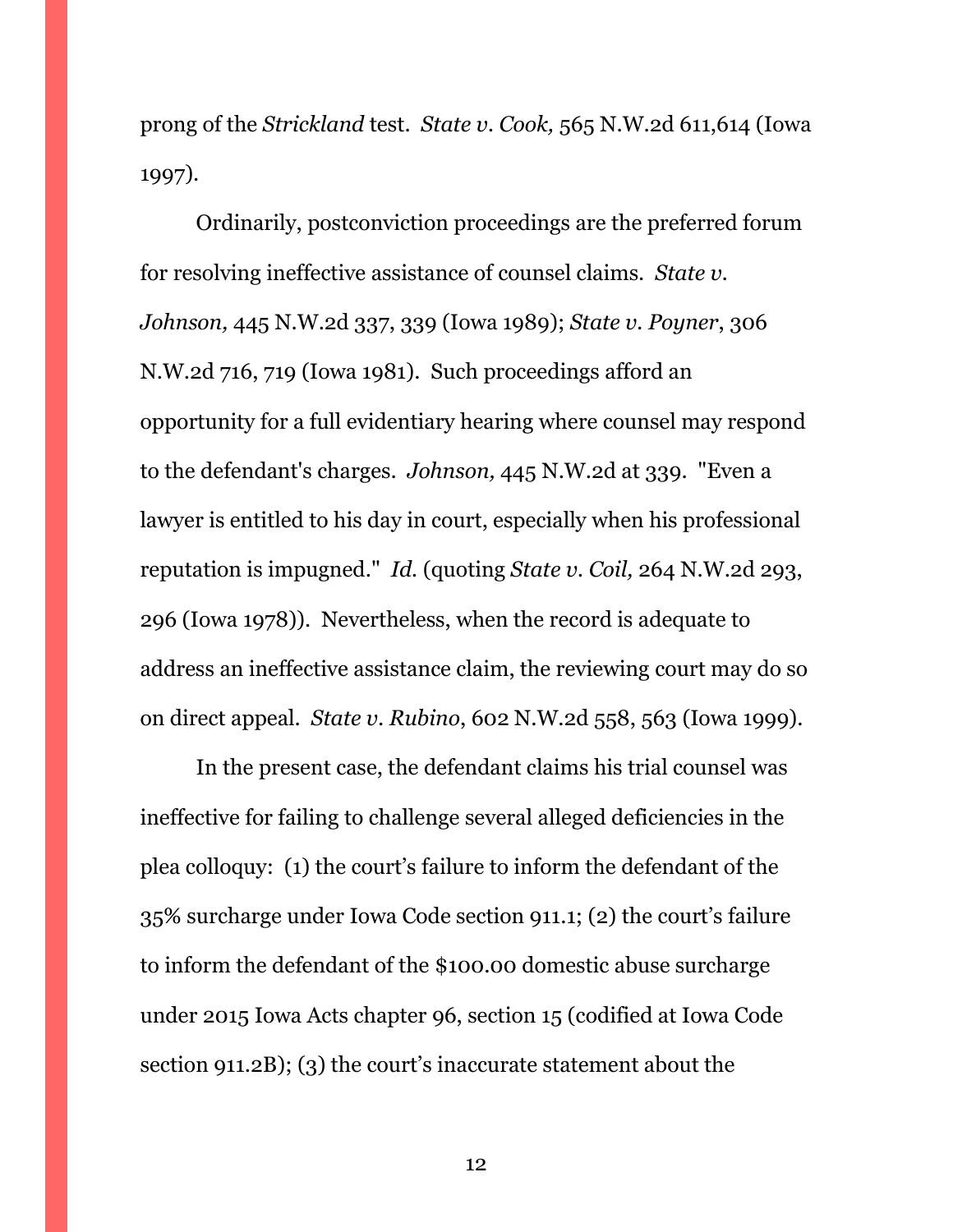prong of the *Strickland* test. *State v. Cook,* 565 N.W.2d 611,614 (Iowa 1997).

Ordinarily, postconviction proceedings are the preferred forum for resolving ineffective assistance of counsel claims. *State v. Johnson,* 445 N.W.2d 337, 339 (Iowa 1989); *State v. Poyner*, 306 N.W.2d 716, 719 (Iowa 1981). Such proceedings afford an opportunity for a full evidentiary hearing where counsel may respond to the defendant's charges. *Johnson,* 445 N.W.2d at 339. "Even a lawyer is entitled to his day in court, especially when his professional reputation is impugned." *Id.* (quoting *State v. Coil,* 264 N.W.2d 293, 296 (Iowa 1978)). Nevertheless, when the record is adequate to address an ineffective assistance claim, the reviewing court may do so on direct appeal. *State v. Rubino*, 602 N.W.2d 558, 563 (Iowa 1999).

In the present case, the defendant claims his trial counsel was ineffective for failing to challenge several alleged deficiencies in the plea colloquy: (1) the court's failure to inform the defendant of the 35% surcharge under Iowa Code section 911.1; (2) the court's failure to inform the defendant of the $100.00 domestic abuse surcharge under 2015 Iowa Acts chapter 96, section 15 (codified at Iowa Code section 911.2B); (3) the court's inaccurate statement about the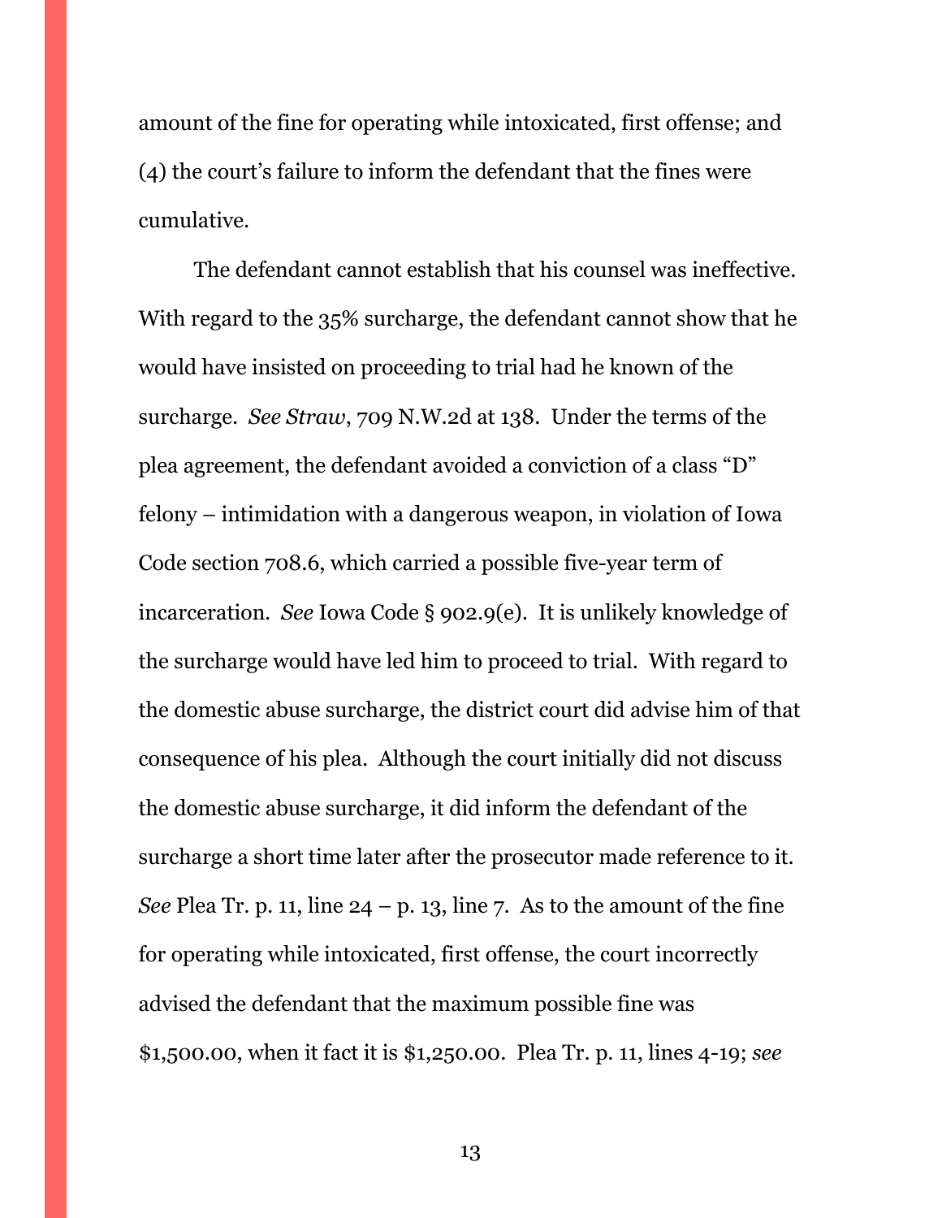amount of the fine for operating while intoxicated, first offense; and (4) the court's failure to inform the defendant that the fines were cumulative.

The defendant cannot establish that his counsel was ineffective. With regard to the 35% surcharge, the defendant cannot show that he would have insisted on proceeding to trial had he known of the surcharge. *See Straw*, 709 N.W.2d at 138. Under the terms of the plea agreement, the defendant avoided a conviction of a class "D" felony – intimidation with a dangerous weapon, in violation of Iowa Code section 708.6, which carried a possible five-year term of incarceration. *See* Iowa Code § 902.9(e). It is unlikely knowledge of the surcharge would have led him to proceed to trial. With regard to the domestic abuse surcharge, the district court did advise him of that consequence of his plea. Although the court initially did not discuss the domestic abuse surcharge, it did inform the defendant of the surcharge a short time later after the prosecutor made reference to it. *See* Plea Tr. p. 11, line 24 – p. 13, line 7. As to the amount of the fine for operating while intoxicated, first offense, the court incorrectly advised the defendant that the maximum possible fine was $1,500.00, when it fact it is $1,250.00. Plea Tr. p. 11, lines 4-19; *see*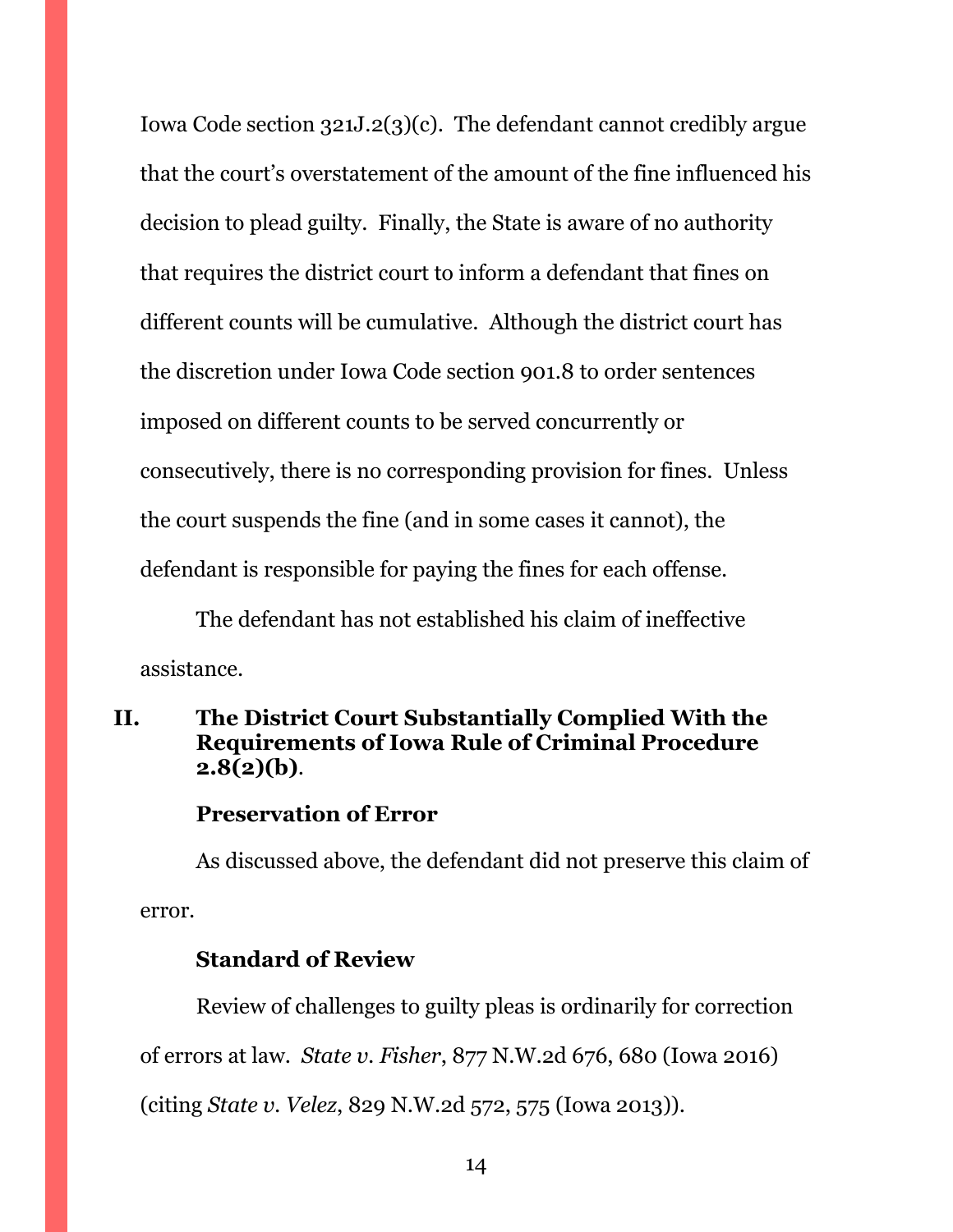Iowa Code section 321J.2(3)(c). The defendant cannot credibly argue that the court's overstatement of the amount of the fine influenced his decision to plead guilty. Finally, the State is aware of no authority that requires the district court to inform a defendant that fines on different counts will be cumulative. Although the district court has the discretion under Iowa Code section 901.8 to order sentences imposed on different counts to be served concurrently or consecutively, there is no corresponding provision for fines. Unless the court suspends the fine (and in some cases it cannot), the defendant is responsible for paying the fines for each offense.

The defendant has not established his claim of ineffective assistance.

## II. The District Court Substantially Complied With the Requirements of Iowa Rule of Criminal Procedure 2.8(2)(b).

### Preservation of Error

As discussed above, the defendant did not preserve this claim of error.

### Standard of Review

Review of challenges to guilty pleas is ordinarily for correction of errors at law. *State v. Fisher*, 877 N.W.2d 676, 680 (Iowa 2016) (citing *State v. Velez*, 829 N.W.2d 572, 575 (Iowa 2013)).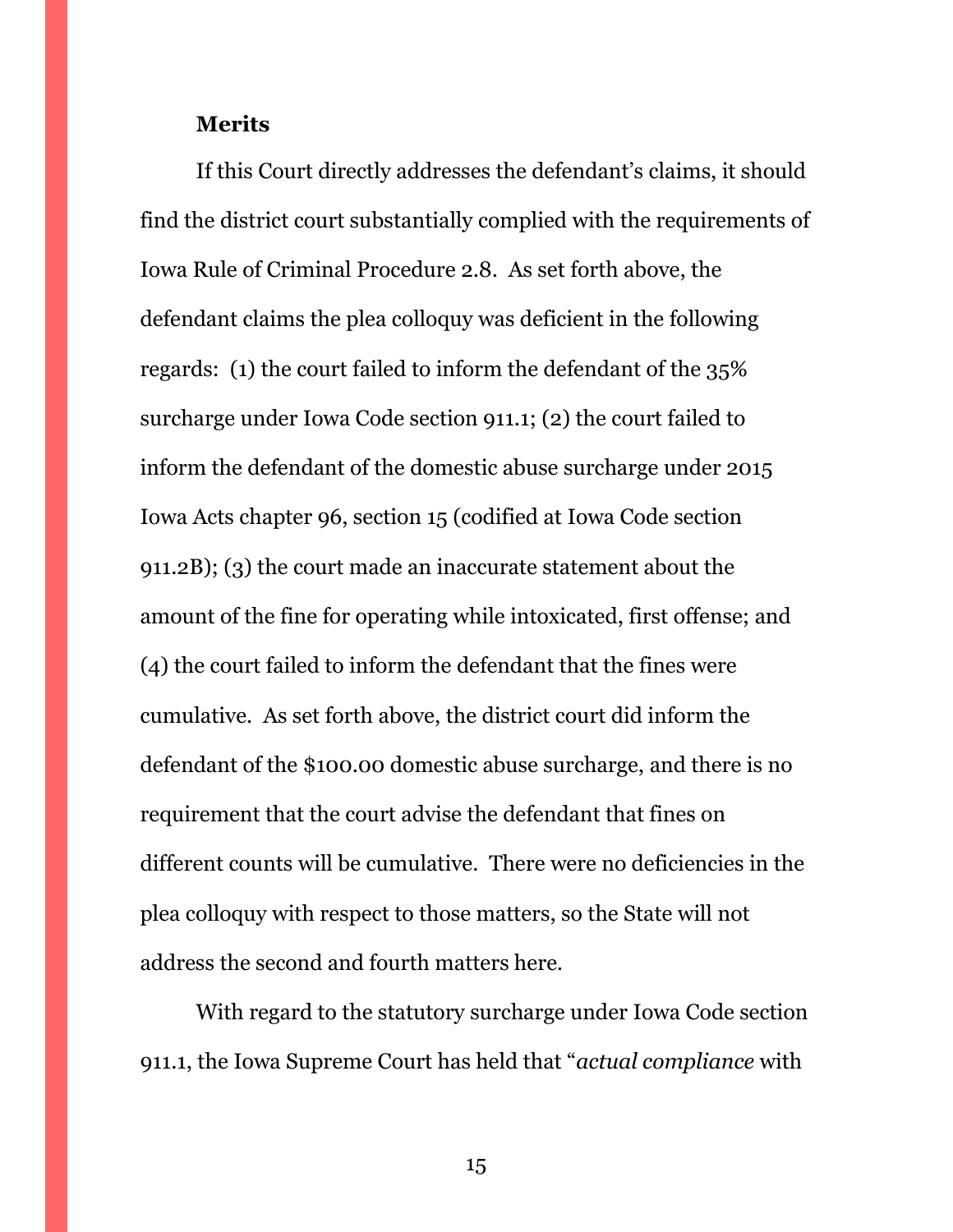**Merits**

If this Court directly addresses the defendant's claims, it should find the district court substantially complied with the requirements of Iowa Rule of Criminal Procedure 2.8. As set forth above, the defendant claims the plea colloquy was deficient in the following regards: (1) the court failed to inform the defendant of the 35% surcharge under Iowa Code section 911.1; (2) the court failed to inform the defendant of the domestic abuse surcharge under 2015 Iowa Acts chapter 96, section 15 (codified at Iowa Code section 911.2B); (3) the court made an inaccurate statement about the amount of the fine for operating while intoxicated, first offense; and (4) the court failed to inform the defendant that the fines were cumulative. As set forth above, the district court did inform the defendant of the $100.00 domestic abuse surcharge, and there is no requirement that the court advise the defendant that fines on different counts will be cumulative. There were no deficiencies in the plea colloquy with respect to those matters, so the State will not address the second and fourth matters here.

With regard to the statutory surcharge under Iowa Code section 911.1, the Iowa Supreme Court has held that "*actual compliance* with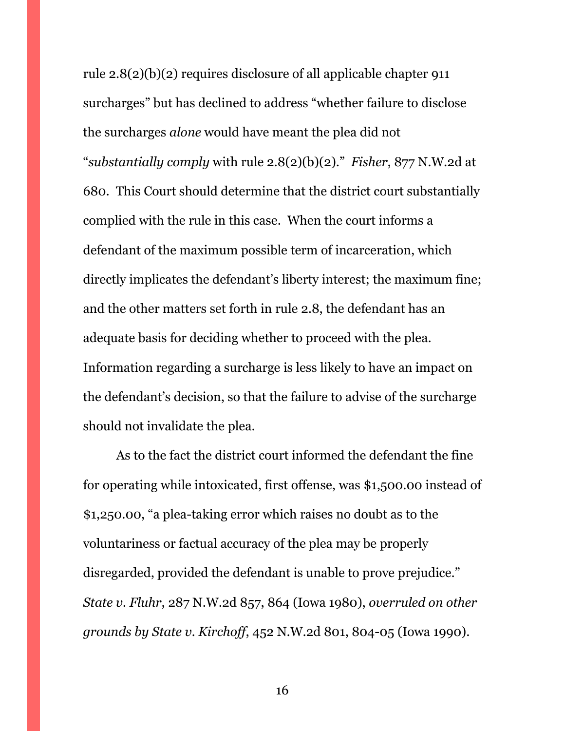rule 2.8(2)(b)(2) requires disclosure of all applicable chapter 911 surcharges" but has declined to address "whether failure to disclose the surcharges *alone* would have meant the plea did not "*substantially comply* with rule 2.8(2)(b)(2)." *Fisher*, 877 N.W.2d at 680. This Court should determine that the district court substantially complied with the rule in this case. When the court informs a defendant of the maximum possible term of incarceration, which directly implicates the defendant's liberty interest; the maximum fine; and the other matters set forth in rule 2.8, the defendant has an adequate basis for deciding whether to proceed with the plea. Information regarding a surcharge is less likely to have an impact on the defendant's decision, so that the failure to advise of the surcharge should not invalidate the plea.

As to the fact the district court informed the defendant the fine for operating while intoxicated, first offense, was $1,500.00 instead of $1,250.00, "a plea-taking error which raises no doubt as to the voluntariness or factual accuracy of the plea may be properly disregarded, provided the defendant is unable to prove prejudice." *State v. Fluhr*, 287 N.W.2d 857, 864 (Iowa 1980), *overruled on other grounds by State v. Kirchoff*, 452 N.W.2d 801, 804-05 (Iowa 1990).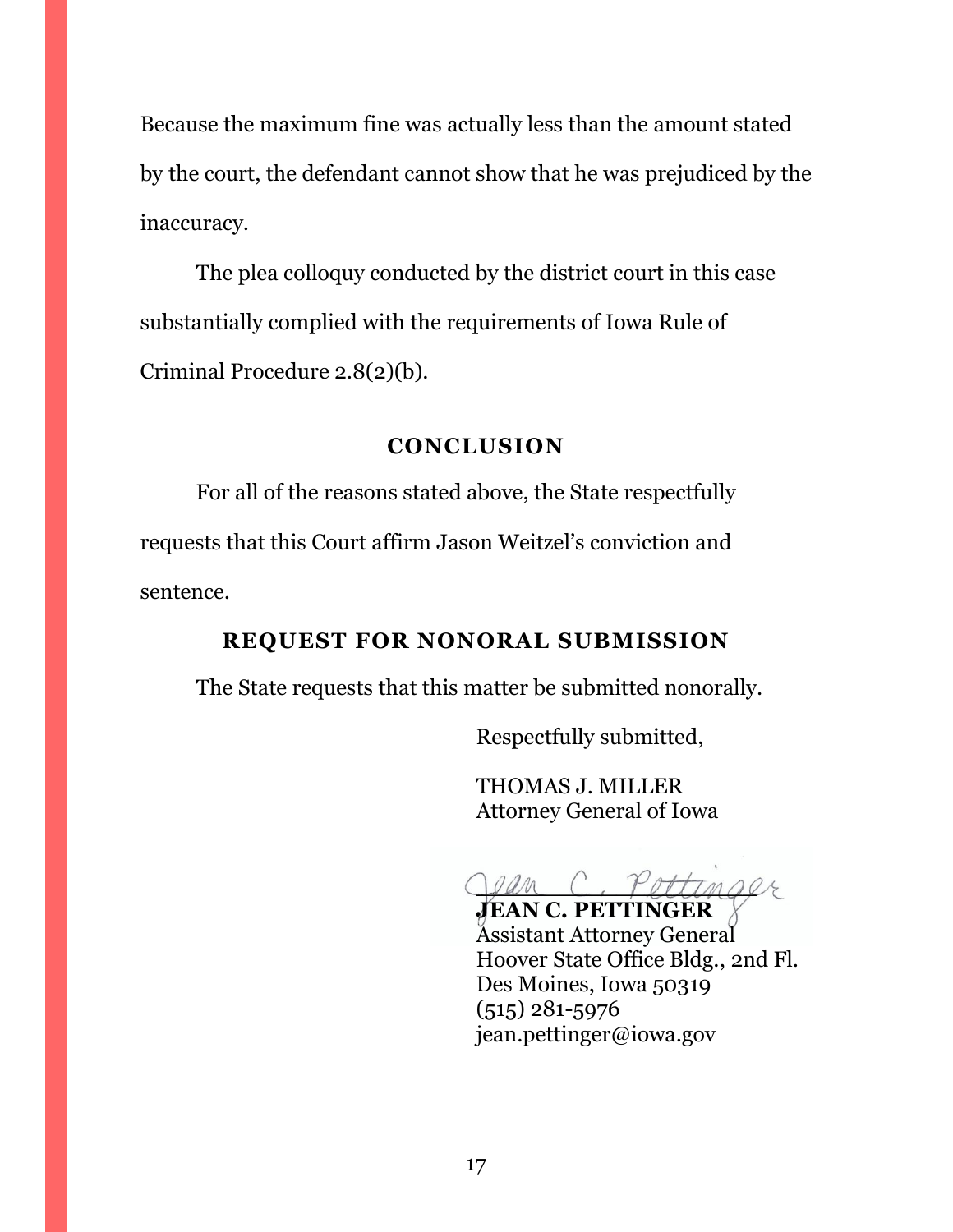Because the maximum fine was actually less than the amount stated by the court, the defendant cannot show that he was prejudiced by the inaccuracy.

The plea colloquy conducted by the district court in this case substantially complied with the requirements of Iowa Rule of Criminal Procedure 2.8(2)(b).

## CONCLUSION

For all of the reasons stated above, the State respectfully requests that this Court affirm Jason Weitzel's conviction and sentence.

## REQUEST FOR NONORAL SUBMISSION

The State requests that this matter be submitted nonorally.

Respectfully submitted,

THOMAS J. MILLER
Attorney General of Iowa

Jean C. Pettinger

**JEAN C. PETTINGER**
Assistant Attorney General
Hoover State Office Bldg., 2nd Fl.
Des Moines, Iowa 50319
(515) 281-5976
jean.pettinger@iowa.gov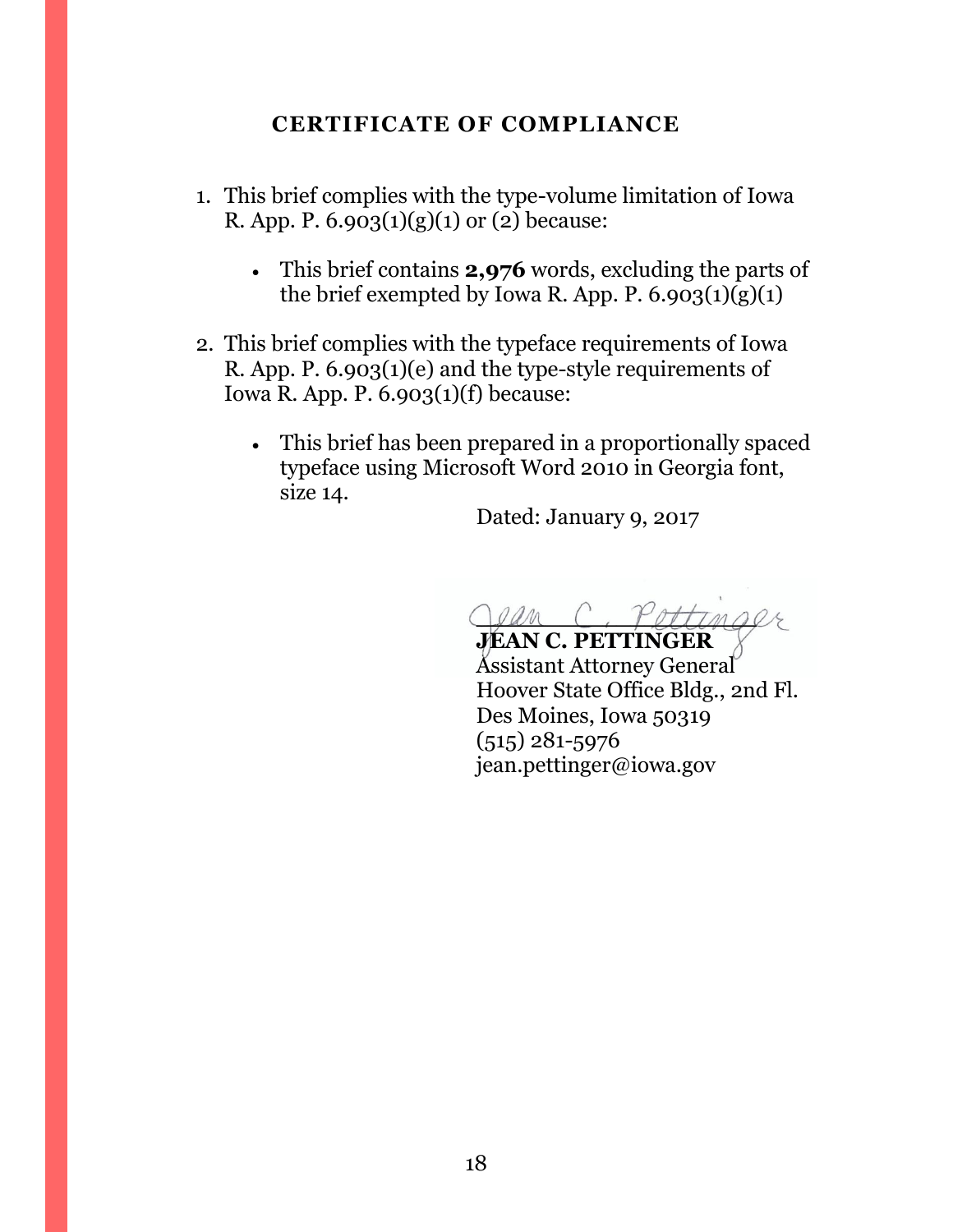## CERTIFICATE OF COMPLIANCE

1. This brief complies with the type-volume limitation of Iowa R. App. P. 6.903(1)(g)(1) or (2) because:

   - This brief contains **2,976** words, excluding the parts of the brief exempted by Iowa R. App. P. 6.903(1)(g)(1)

2. This brief complies with the typeface requirements of Iowa R. App. P. 6.903(1)(e) and the type-style requirements of Iowa R. App. P. 6.903(1)(f) because:

   - This brief has been prepared in a proportionally spaced typeface using Microsoft Word 2010 in Georgia font, size 14.

Dated: January 9, 2017

Jean C. Pettinger

**JEAN C. PETTINGER**
Assistant Attorney General
Hoover State Office Bldg., 2nd Fl.
Des Moines, Iowa 50319
(515) 281-5976
jean.pettinger@iowa.gov